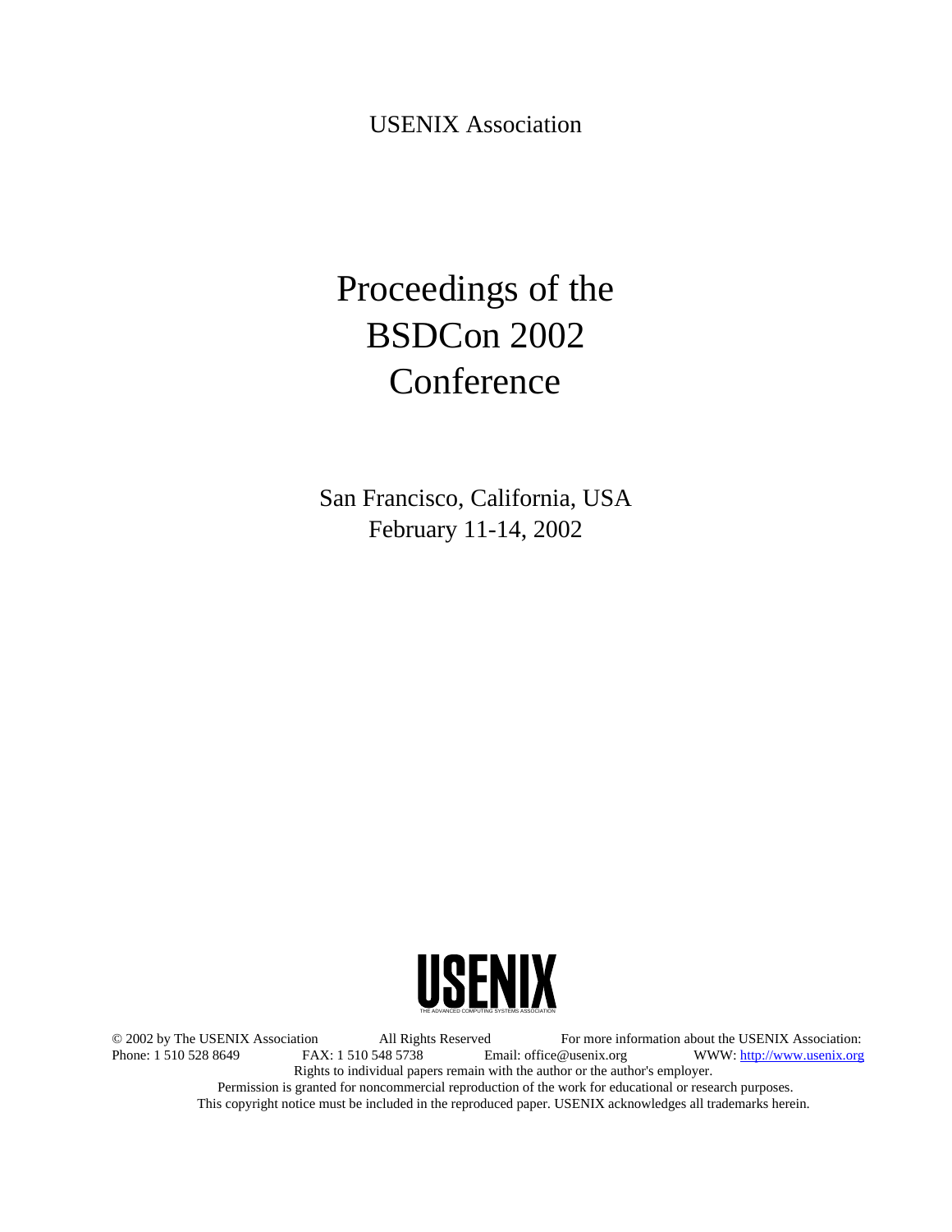USENIX Association

# Proceedings of the BSDCon 2002 Conference

San Francisco, California, USA
February 11-14, 2002

USENIX
THE ADVANCED COMPUTING SYSTEMS ASSOCIATION

© 2002 by The USENIX Association All Rights Reserved For more information about the USENIX Association:
Phone: 1 510 528 8649 FAX: 1 510 548 5738 Email: office@usenix.org WWW: http://www.usenix.org
Rights to individual papers remain with the author or the author's employer.
Permission is granted for noncommercial reproduction of the work for educational or research purposes.
This copyright notice must be included in the reproduced paper. USENIX acknowledges all trademarks herein.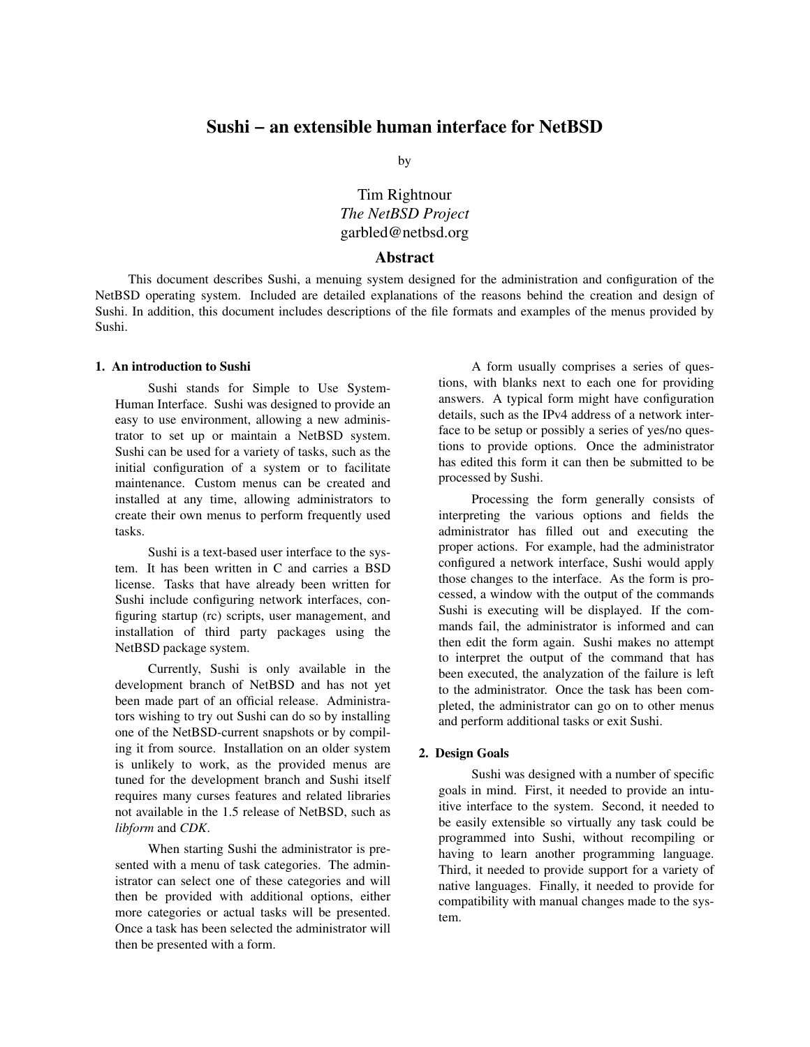# Sushi – an extensible human interface for NetBSD

by

Tim Rightnour
*The NetBSD Project*
garbled@netbsd.org

## Abstract

This document describes Sushi, a menuing system designed for the administration and configuration of the NetBSD operating system. Included are detailed explanations of the reasons behind the creation and design of Sushi. In addition, this document includes descriptions of the file formats and examples of the menus provided by Sushi.

### 1. An introduction to Sushi

Sushi stands for Simple to Use System-Human Interface. Sushi was designed to provide an easy to use environment, allowing a new administrator to set up or maintain a NetBSD system. Sushi can be used for a variety of tasks, such as the initial configuration of a system or to facilitate maintenance. Custom menus can be created and installed at any time, allowing administrators to create their own menus to perform frequently used tasks.

Sushi is a text-based user interface to the system. It has been written in C and carries a BSD license. Tasks that have already been written for Sushi include configuring network interfaces, configuring startup (rc) scripts, user management, and installation of third party packages using the NetBSD package system.

Currently, Sushi is only available in the development branch of NetBSD and has not yet been made part of an official release. Administrators wishing to try out Sushi can do so by installing one of the NetBSD-current snapshots or by compiling it from source. Installation on an older system is unlikely to work, as the provided menus are tuned for the development branch and Sushi itself requires many curses features and related libraries not available in the 1.5 release of NetBSD, such as *libform* and *CDK*.

When starting Sushi the administrator is presented with a menu of task categories. The administrator can select one of these categories and will then be provided with additional options, either more categories or actual tasks will be presented. Once a task has been selected the administrator will then be presented with a form.

A form usually comprises a series of questions, with blanks next to each one for providing answers. A typical form might have configuration details, such as the IPv4 address of a network interface to be setup or possibly a series of yes/no questions to provide options. Once the administrator has edited this form it can then be submitted to be processed by Sushi.

Processing the form generally consists of interpreting the various options and fields the administrator has filled out and executing the proper actions. For example, had the administrator configured a network interface, Sushi would apply those changes to the interface. As the form is processed, a window with the output of the commands Sushi is executing will be displayed. If the commands fail, the administrator is informed and can then edit the form again. Sushi makes no attempt to interpret the output of the command that has been executed, the analyzation of the failure is left to the administrator. Once the task has been completed, the administrator can go on to other menus and perform additional tasks or exit Sushi.

### 2. Design Goals

Sushi was designed with a number of specific goals in mind. First, it needed to provide an intuitive interface to the system. Second, it needed to be easily extensible so virtually any task could be programmed into Sushi, without recompiling or having to learn another programming language. Third, it needed to provide support for a variety of native languages. Finally, it needed to provide for compatibility with manual changes made to the system.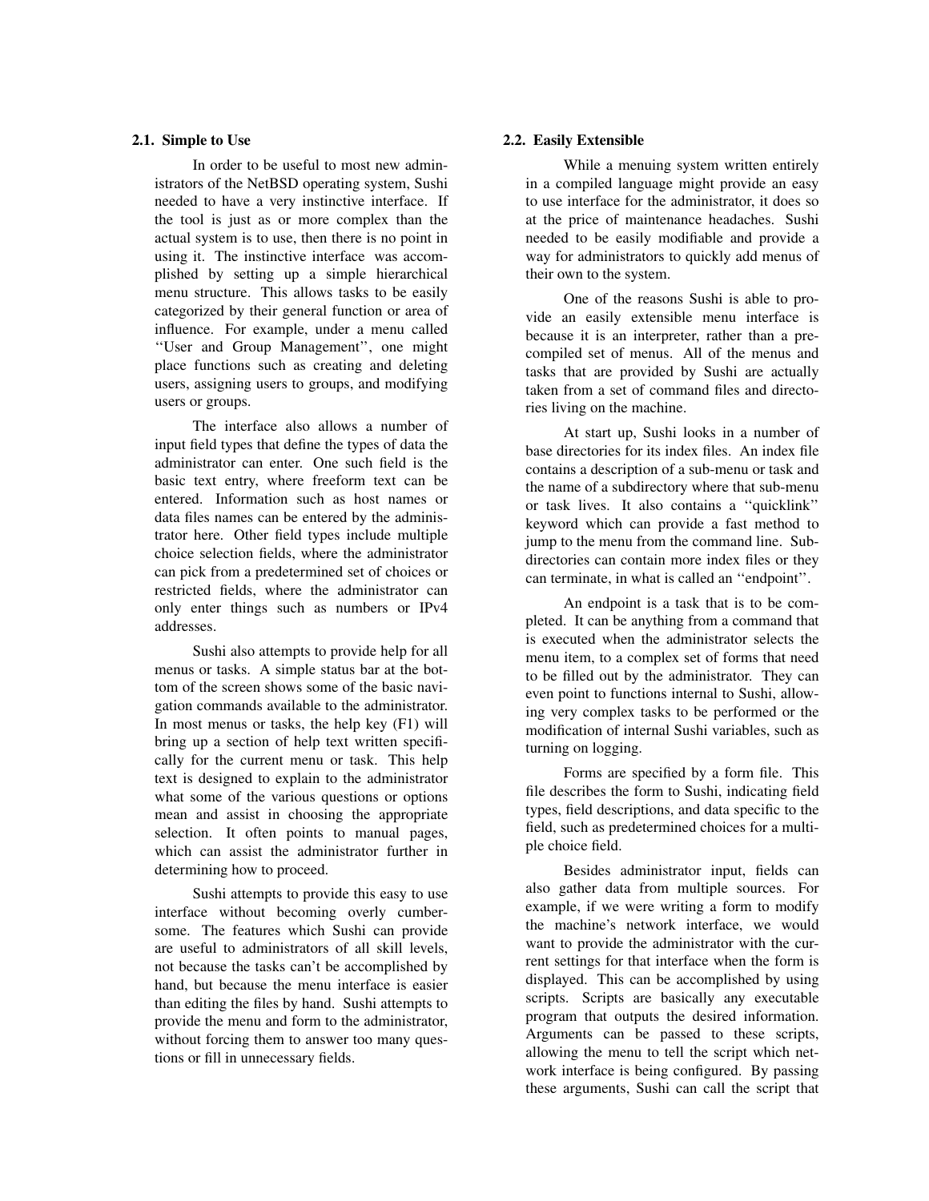### 2.1. Simple to Use

In order to be useful to most new administrators of the NetBSD operating system, Sushi needed to have a very instinctive interface. If the tool is just as or more complex than the actual system is to use, then there is no point in using it. The instinctive interface was accomplished by setting up a simple hierarchical menu structure. This allows tasks to be easily categorized by their general function or area of influence. For example, under a menu called ''User and Group Management'', one might place functions such as creating and deleting users, assigning users to groups, and modifying users or groups.

The interface also allows a number of input field types that define the types of data the administrator can enter. One such field is the basic text entry, where freeform text can be entered. Information such as host names or data files names can be entered by the administrator here. Other field types include multiple choice selection fields, where the administrator can pick from a predetermined set of choices or restricted fields, where the administrator can only enter things such as numbers or IPv4 addresses.

Sushi also attempts to provide help for all menus or tasks. A simple status bar at the bottom of the screen shows some of the basic navigation commands available to the administrator. In most menus or tasks, the help key (F1) will bring up a section of help text written specifically for the current menu or task. This help text is designed to explain to the administrator what some of the various questions or options mean and assist in choosing the appropriate selection. It often points to manual pages, which can assist the administrator further in determining how to proceed.

Sushi attempts to provide this easy to use interface without becoming overly cumbersome. The features which Sushi can provide are useful to administrators of all skill levels, not because the tasks can't be accomplished by hand, but because the menu interface is easier than editing the files by hand. Sushi attempts to provide the menu and form to the administrator, without forcing them to answer too many questions or fill in unnecessary fields.

### 2.2. Easily Extensible

While a menuing system written entirely in a compiled language might provide an easy to use interface for the administrator, it does so at the price of maintenance headaches. Sushi needed to be easily modifiable and provide a way for administrators to quickly add menus of their own to the system.

One of the reasons Sushi is able to provide an easily extensible menu interface is because it is an interpreter, rather than a precompiled set of menus. All of the menus and tasks that are provided by Sushi are actually taken from a set of command files and directories living on the machine.

At start up, Sushi looks in a number of base directories for its index files. An index file contains a description of a sub-menu or task and the name of a subdirectory where that sub-menu or task lives. It also contains a ''quicklink'' keyword which can provide a fast method to jump to the menu from the command line. Subdirectories can contain more index files or they can terminate, in what is called an ''endpoint''.

An endpoint is a task that is to be completed. It can be anything from a command that is executed when the administrator selects the menu item, to a complex set of forms that need to be filled out by the administrator. They can even point to functions internal to Sushi, allowing very complex tasks to be performed or the modification of internal Sushi variables, such as turning on logging.

Forms are specified by a form file. This file describes the form to Sushi, indicating field types, field descriptions, and data specific to the field, such as predetermined choices for a multiple choice field.

Besides administrator input, fields can also gather data from multiple sources. For example, if we were writing a form to modify the machine's network interface, we would want to provide the administrator with the current settings for that interface when the form is displayed. This can be accomplished by using scripts. Scripts are basically any executable program that outputs the desired information. Arguments can be passed to these scripts, allowing the menu to tell the script which network interface is being configured. By passing these arguments, Sushi can call the script that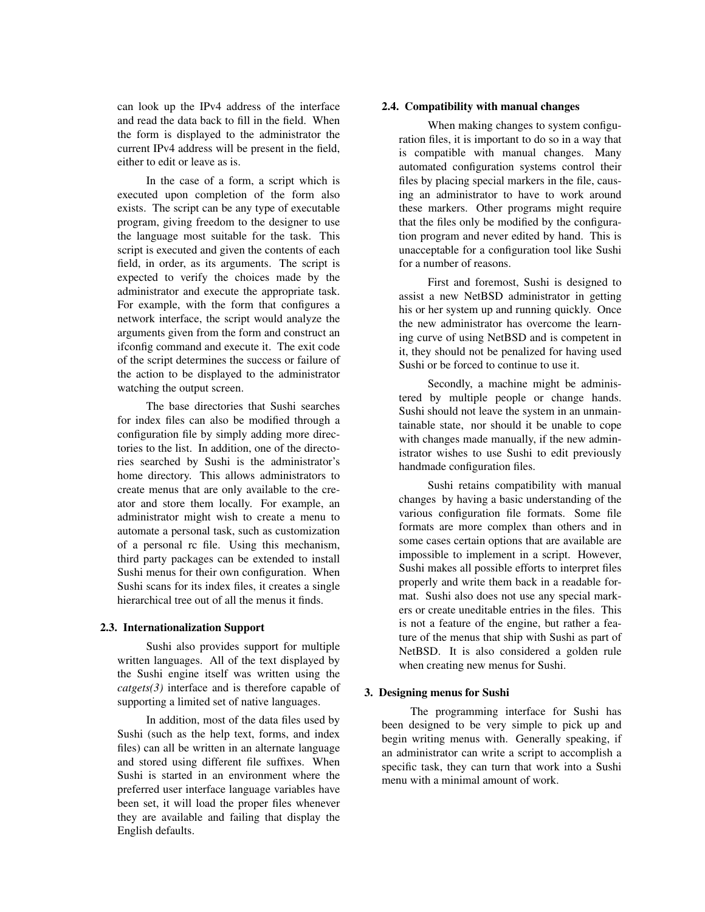can look up the IPv4 address of the interface and read the data back to fill in the field. When the form is displayed to the administrator the current IPv4 address will be present in the field, either to edit or leave as is.

In the case of a form, a script which is executed upon completion of the form also exists. The script can be any type of executable program, giving freedom to the designer to use the language most suitable for the task. This script is executed and given the contents of each field, in order, as its arguments. The script is expected to verify the choices made by the administrator and execute the appropriate task. For example, with the form that configures a network interface, the script would analyze the arguments given from the form and construct an ifconfig command and execute it. The exit code of the script determines the success or failure of the action to be displayed to the administrator watching the output screen.

The base directories that Sushi searches for index files can also be modified through a configuration file by simply adding more directories to the list. In addition, one of the directories searched by Sushi is the administrator's home directory. This allows administrators to create menus that are only available to the creator and store them locally. For example, an administrator might wish to create a menu to automate a personal task, such as customization of a personal rc file. Using this mechanism, third party packages can be extended to install Sushi menus for their own configuration. When Sushi scans for its index files, it creates a single hierarchical tree out of all the menus it finds.

### 2.3. Internationalization Support

Sushi also provides support for multiple written languages. All of the text displayed by the Sushi engine itself was written using the *catgets(3)* interface and is therefore capable of supporting a limited set of native languages.

In addition, most of the data files used by Sushi (such as the help text, forms, and index files) can all be written in an alternate language and stored using different file suffixes. When Sushi is started in an environment where the preferred user interface language variables have been set, it will load the proper files whenever they are available and failing that display the English defaults.

### 2.4. Compatibility with manual changes

When making changes to system configuration files, it is important to do so in a way that is compatible with manual changes. Many automated configuration systems control their files by placing special markers in the file, causing an administrator to have to work around these markers. Other programs might require that the files only be modified by the configuration program and never edited by hand. This is unacceptable for a configuration tool like Sushi for a number of reasons.

First and foremost, Sushi is designed to assist a new NetBSD administrator in getting his or her system up and running quickly. Once the new administrator has overcome the learning curve of using NetBSD and is competent in it, they should not be penalized for having used Sushi or be forced to continue to use it.

Secondly, a machine might be administered by multiple people or change hands. Sushi should not leave the system in an unmaintainable state, nor should it be unable to cope with changes made manually, if the new administrator wishes to use Sushi to edit previously handmade configuration files.

Sushi retains compatibility with manual changes by having a basic understanding of the various configuration file formats. Some file formats are more complex than others and in some cases certain options that are available are impossible to implement in a script. However, Sushi makes all possible efforts to interpret files properly and write them back in a readable format. Sushi also does not use any special markers or create uneditable entries in the files. This is not a feature of the engine, but rather a feature of the menus that ship with Sushi as part of NetBSD. It is also considered a golden rule when creating new menus for Sushi.

## 3. Designing menus for Sushi

The programming interface for Sushi has been designed to be very simple to pick up and begin writing menus with. Generally speaking, if an administrator can write a script to accomplish a specific task, they can turn that work into a Sushi menu with a minimal amount of work.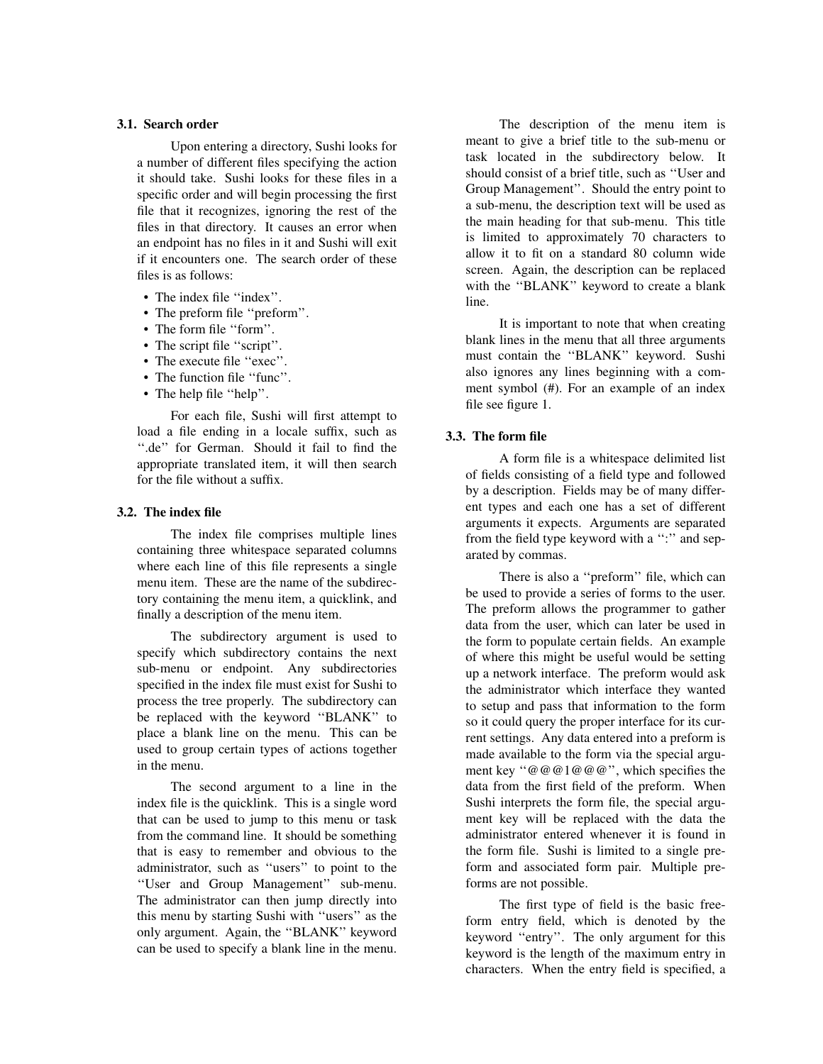### 3.1. Search order

Upon entering a directory, Sushi looks for a number of different files specifying the action it should take. Sushi looks for these files in a specific order and will begin processing the first file that it recognizes, ignoring the rest of the files in that directory. It causes an error when an endpoint has no files in it and Sushi will exit if it encounters one. The search order of these files is as follows:

- The index file ''index''.
- The preform file ''preform''.
- The form file ''form''.
- The script file ''script''.
- The execute file ''exec''.
- The function file ''func''.
- The help file ''help''.

For each file, Sushi will first attempt to load a file ending in a locale suffix, such as ''.de'' for German. Should it fail to find the appropriate translated item, it will then search for the file without a suffix.

### 3.2. The index file

The index file comprises multiple lines containing three whitespace separated columns where each line of this file represents a single menu item. These are the name of the subdirectory containing the menu item, a quicklink, and finally a description of the menu item.

The subdirectory argument is used to specify which subdirectory contains the next sub-menu or endpoint. Any subdirectories specified in the index file must exist for Sushi to process the tree properly. The subdirectory can be replaced with the keyword ''BLANK'' to place a blank line on the menu. This can be used to group certain types of actions together in the menu.

The second argument to a line in the index file is the quicklink. This is a single word that can be used to jump to this menu or task from the command line. It should be something that is easy to remember and obvious to the administrator, such as ''users'' to point to the ''User and Group Management'' sub-menu. The administrator can then jump directly into this menu by starting Sushi with ''users'' as the only argument. Again, the ''BLANK'' keyword can be used to specify a blank line in the menu.

The description of the menu item is meant to give a brief title to the sub-menu or task located in the subdirectory below. It should consist of a brief title, such as ''User and Group Management''. Should the entry point to a sub-menu, the description text will be used as the main heading for that sub-menu. This title is limited to approximately 70 characters to allow it to fit on a standard 80 column wide screen. Again, the description can be replaced with the ''BLANK'' keyword to create a blank line.

It is important to note that when creating blank lines in the menu that all three arguments must contain the ''BLANK'' keyword. Sushi also ignores any lines beginning with a comment symbol (#). For an example of an index file see figure 1.

### 3.3. The form file

A form file is a whitespace delimited list of fields consisting of a field type and followed by a description. Fields may be of many different types and each one has a set of different arguments it expects. Arguments are separated from the field type keyword with a '':'' and separated by commas.

There is also a ''preform'' file, which can be used to provide a series of forms to the user. The preform allows the programmer to gather data from the user, which can later be used in the form to populate certain fields. An example of where this might be useful would be setting up a network interface. The preform would ask the administrator which interface they wanted to setup and pass that information to the form so it could query the proper interface for its current settings. Any data entered into a preform is made available to the form via the special argument key ''@@@1@@@'', which specifies the data from the first field of the preform. When Sushi interprets the form file, the special argument key will be replaced with the data the administrator entered whenever it is found in the form file. Sushi is limited to a single preform and associated form pair. Multiple preforms are not possible.

The first type of field is the basic free-form entry field, which is denoted by the keyword ''entry''. The only argument for this keyword is the length of the maximum entry in characters. When the entry field is specified, a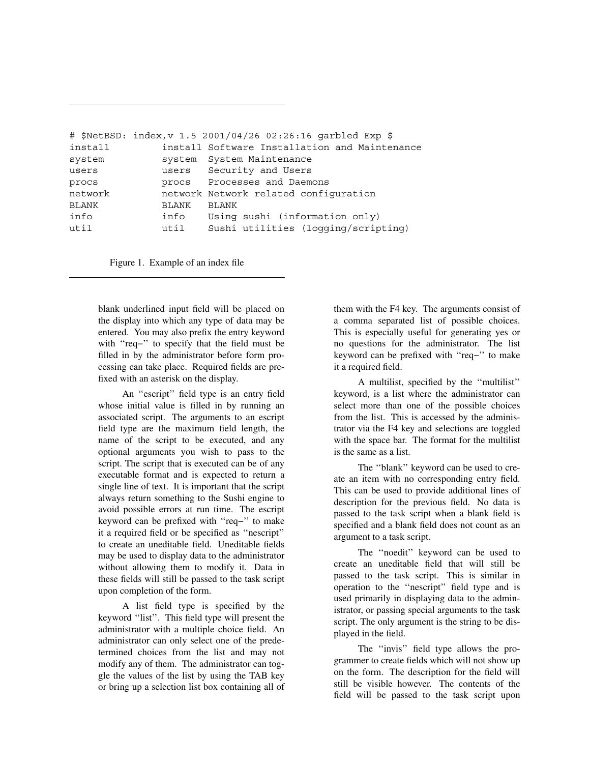```
# $NetBSD: index,v 1.5 2001/04/26 02:26:16 garbled Exp $
install         install Software Installation and Maintenance
system          system  System Maintenance
users           users   Security and Users
procs           procs   Processes and Daemons
network         network Network related configuration
BLANK           BLANK   BLANK
info            info    Using sushi (information only)
util            util    Sushi utilities (logging/scripting)
```

Figure 1. Example of an index file

blank underlined input field will be placed on the display into which any type of data may be entered. You may also prefix the entry keyword with ''req−'' to specify that the field must be filled in by the administrator before form processing can take place. Required fields are prefixed with an asterisk on the display.

An ''escript'' field type is an entry field whose initial value is filled in by running an associated script. The arguments to an escript field type are the maximum field length, the name of the script to be executed, and any optional arguments you wish to pass to the script. The script that is executed can be of any executable format and is expected to return a single line of text. It is important that the script always return something to the Sushi engine to avoid possible errors at run time. The escript keyword can be prefixed with ''req−'' to make it a required field or be specified as ''nescript'' to create an uneditable field. Uneditable fields may be used to display data to the administrator without allowing them to modify it. Data in these fields will still be passed to the task script upon completion of the form.

A list field type is specified by the keyword ''list''. This field type will present the administrator with a multiple choice field. An administrator can only select one of the predetermined choices from the list and may not modify any of them. The administrator can toggle the values of the list by using the TAB key or bring up a selection list box containing all of them with the F4 key. The arguments consist of a comma separated list of possible choices. This is especially useful for generating yes or no questions for the administrator. The list keyword can be prefixed with ''req−'' to make it a required field.

A multilist, specified by the ''multilist'' keyword, is a list where the administrator can select more than one of the possible choices from the list. This is accessed by the administrator via the F4 key and selections are toggled with the space bar. The format for the multilist is the same as a list.

The ''blank'' keyword can be used to create an item with no corresponding entry field. This can be used to provide additional lines of description for the previous field. No data is passed to the task script when a blank field is specified and a blank field does not count as an argument to a task script.

The ''noedit'' keyword can be used to create an uneditable field that will still be passed to the task script. This is similar in operation to the ''nescript'' field type and is used primarily in displaying data to the administrator, or passing special arguments to the task script. The only argument is the string to be displayed in the field.

The ''invis'' field type allows the programmer to create fields which will not show up on the form. The description for the field will still be visible however. The contents of the field will be passed to the task script upon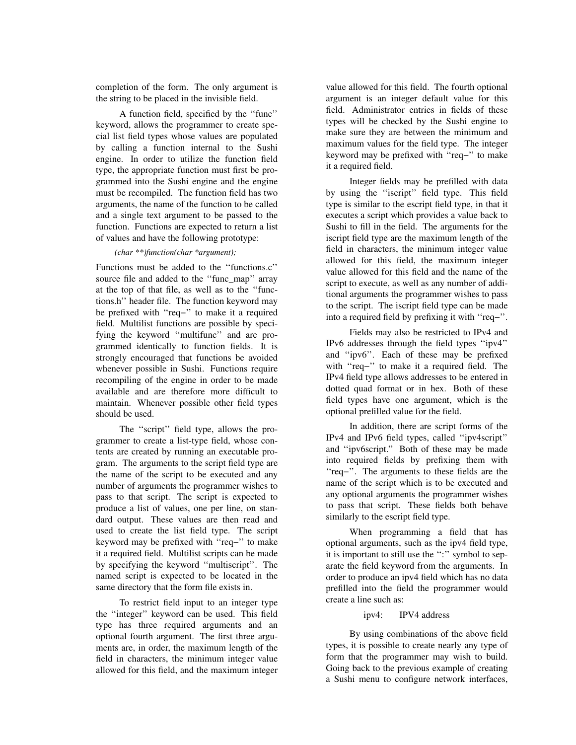completion of the form. The only argument is the string to be placed in the invisible field.

A function field, specified by the ''func'' keyword, allows the programmer to create special list field types whose values are populated by calling a function internal to the Sushi engine. In order to utilize the function field type, the appropriate function must first be programmed into the Sushi engine and the engine must be recompiled. The function field has two arguments, the name of the function to be called and a single text argument to be passed to the function. Functions are expected to return a list of values and have the following prototype:

*(char **)function(char *argument);*

Functions must be added to the ''functions.c'' source file and added to the ''func_map'' array at the top of that file, as well as to the ''functions.h'' header file. The function keyword may be prefixed with ''req−'' to make it a required field. Multilist functions are possible by specifying the keyword ''multifunc'' and are programmed identically to function fields. It is strongly encouraged that functions be avoided whenever possible in Sushi. Functions require recompiling of the engine in order to be made available and are therefore more difficult to maintain. Whenever possible other field types should be used.

The ''script'' field type, allows the programmer to create a list-type field, whose contents are created by running an executable program. The arguments to the script field type are the name of the script to be executed and any number of arguments the programmer wishes to pass to that script. The script is expected to produce a list of values, one per line, on standard output. These values are then read and used to create the list field type. The script keyword may be prefixed with ''req−'' to make it a required field. Multilist scripts can be made by specifying the keyword ''multiscript''. The named script is expected to be located in the same directory that the form file exists in.

To restrict field input to an integer type the ''integer'' keyword can be used. This field type has three required arguments and an optional fourth argument. The first three arguments are, in order, the maximum length of the field in characters, the minimum integer value allowed for this field, and the maximum integer value allowed for this field. The fourth optional argument is an integer default value for this field. Administrator entries in fields of these types will be checked by the Sushi engine to make sure they are between the minimum and maximum values for the field type. The integer keyword may be prefixed with ''req−'' to make it a required field.

Integer fields may be prefilled with data by using the ''iscript'' field type. This field type is similar to the escript field type, in that it executes a script which provides a value back to Sushi to fill in the field. The arguments for the iscript field type are the maximum length of the field in characters, the minimum integer value allowed for this field, the maximum integer value allowed for this field and the name of the script to execute, as well as any number of additional arguments the programmer wishes to pass to the script. The iscript field type can be made into a required field by prefixing it with ''req−''.

Fields may also be restricted to IPv4 and IPv6 addresses through the field types ''ipv4'' and ''ipv6''. Each of these may be prefixed with ''req−'' to make it a required field. The IPv4 field type allows addresses to be entered in dotted quad format or in hex. Both of these field types have one argument, which is the optional prefilled value for the field.

In addition, there are script forms of the IPv4 and IPv6 field types, called ''ipv4script'' and ''ipv6script.'' Both of these may be made into required fields by prefixing them with ''req−''. The arguments to these fields are the name of the script which is to be executed and any optional arguments the programmer wishes to pass that script. These fields both behave similarly to the escript field type.

When programming a field that has optional arguments, such as the ipv4 field type, it is important to still use the '':'' symbol to separate the field keyword from the arguments. In order to produce an ipv4 field which has no data prefilled into the field the programmer would create a line such as:

```
ipv4:    IPV4 address
```

By using combinations of the above field types, it is possible to create nearly any type of form that the programmer may wish to build. Going back to the previous example of creating a Sushi menu to configure network interfaces,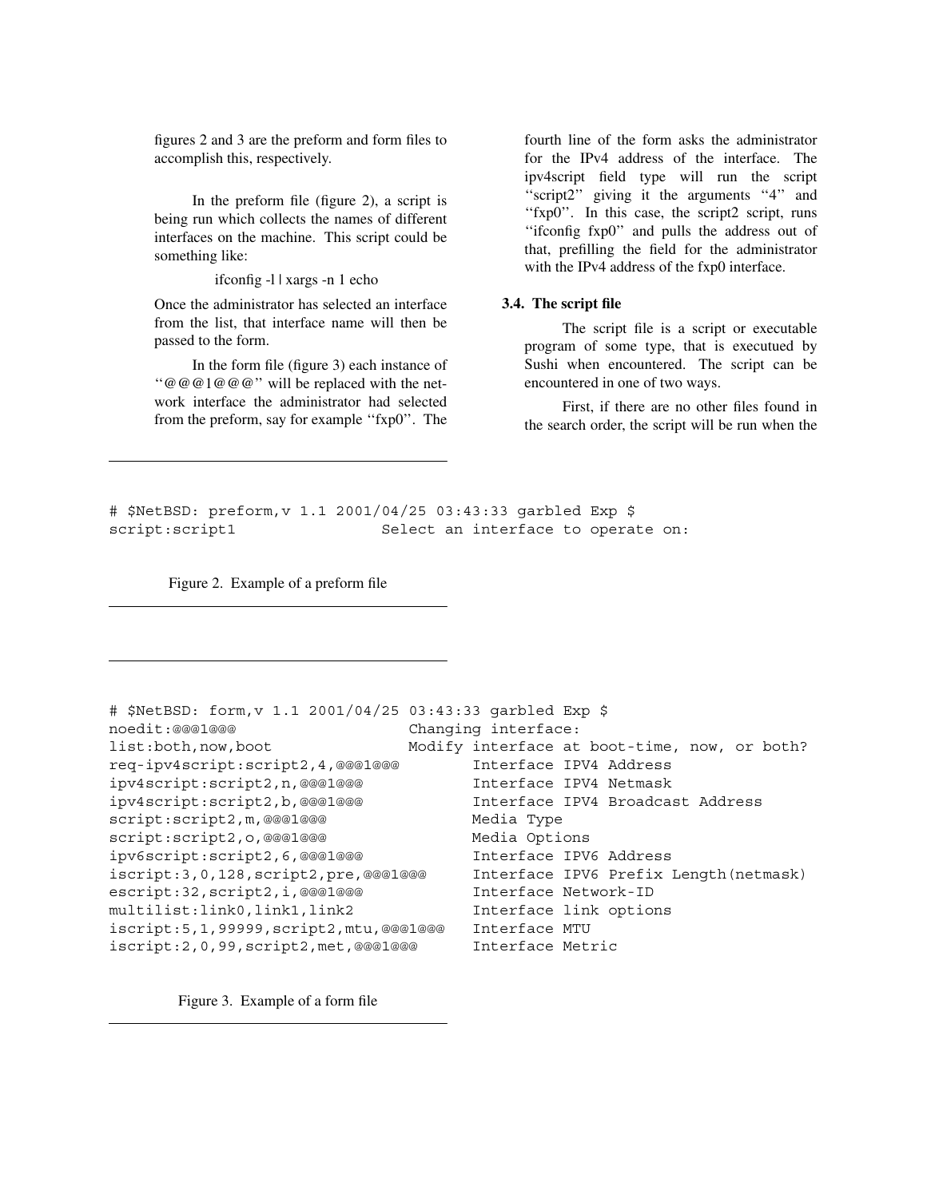figures 2 and 3 are the preform and form files to accomplish this, respectively.

In the preform file (figure 2), a script is being run which collects the names of different interfaces on the machine. This script could be something like:

ifconfig -l | xargs -n 1 echo

Once the administrator has selected an interface from the list, that interface name will then be passed to the form.

In the form file (figure 3) each instance of ‘‘@@@1@@@’’ will be replaced with the network interface the administrator had selected from the preform, say for example ‘‘fxp0’’. The fourth line of the form asks the administrator for the IPv4 address of the interface. The ipv4script field type will run the script ‘‘script2’’ giving it the arguments ‘‘4’’ and ‘‘fxp0’’. In this case, the script2 script, runs ‘‘ifconfig fxp0’’ and pulls the address out of that, prefilling the field for the administrator with the IPv4 address of the fxp0 interface.

### 3.4. The script file

The script file is a script or executable program of some type, that is executued by Sushi when encountered. The script can be encountered in one of two ways.

First, if there are no other files found in the search order, the script will be run when the

```
# $NetBSD: preform,v 1.1 2001/04/25 03:43:33 garbled Exp $
script:script1                Select an interface to operate on:
```

Figure 2. Example of a preform file

```
# $NetBSD: form,v 1.1 2001/04/25 03:43:33 garbled Exp $
noedit:@@@1@@@                    Changing interface:
list:both,now,boot                Modify interface at boot-time, now, or both?
req-ipv4script:script2,4,@@@1@@@        Interface IPV4 Address
ipv4script:script2,n,@@@1@@@            Interface IPV4 Netmask
ipv4script:script2,b,@@@1@@@            Interface IPV4 Broadcast Address
script:script2,m,@@@1@@@                Media Type
script:script2,o,@@@1@@@                Media Options
ipv6script:script2,6,@@@1@@@            Interface IPV6 Address
iscript:3,0,128,script2,pre,@@@1@@@     Interface IPV6 Prefix Length(netmask)
escript:32,script2,i,@@@1@@@            Interface Network-ID
multilist:link0,link1,link2             Interface link options
iscript:5,1,99999,script2,mtu,@@@1@@@   Interface MTU
iscript:2,0,99,script2,met,@@@1@@@      Interface Metric
```

Figure 3. Example of a form file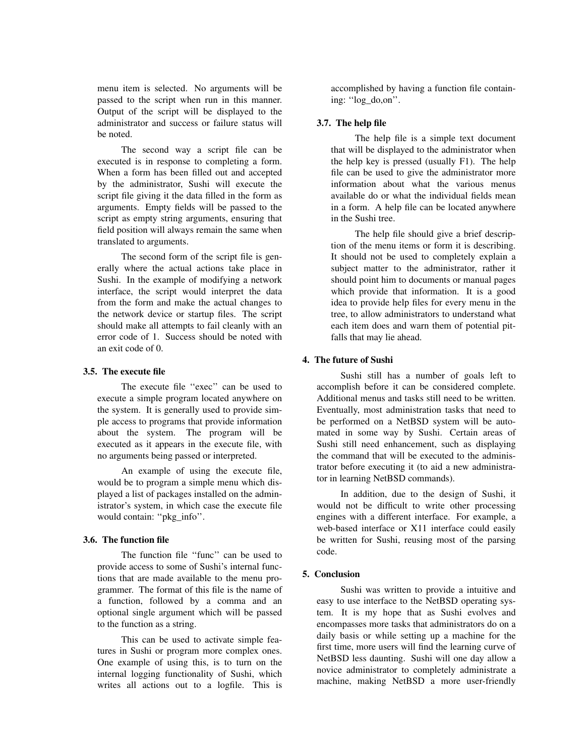menu item is selected. No arguments will be passed to the script when run in this manner. Output of the script will be displayed to the administrator and success or failure status will be noted.

The second way a script file can be executed is in response to completing a form. When a form has been filled out and accepted by the administrator, Sushi will execute the script file giving it the data filled in the form as arguments. Empty fields will be passed to the script as empty string arguments, ensuring that field position will always remain the same when translated to arguments.

The second form of the script file is generally where the actual actions take place in Sushi. In the example of modifying a network interface, the script would interpret the data from the form and make the actual changes to the network device or startup files. The script should make all attempts to fail cleanly with an error code of 1. Success should be noted with an exit code of 0.

### 3.5. The execute file

The execute file ''exec'' can be used to execute a simple program located anywhere on the system. It is generally used to provide simple access to programs that provide information about the system. The program will be executed as it appears in the execute file, with no arguments being passed or interpreted.

An example of using the execute file, would be to program a simple menu which displayed a list of packages installed on the administrator's system, in which case the execute file would contain: ''pkg_info''.

### 3.6. The function file

The function file ''func'' can be used to provide access to some of Sushi's internal functions that are made available to the menu programmer. The format of this file is the name of a function, followed by a comma and an optional single argument which will be passed to the function as a string.

This can be used to activate simple features in Sushi or program more complex ones. One example of using this, is to turn on the internal logging functionality of Sushi, which writes all actions out to a logfile. This is accomplished by having a function file containing: ''log_do,on''.

### 3.7. The help file

The help file is a simple text document that will be displayed to the administrator when the help key is pressed (usually F1). The help file can be used to give the administrator more information about what the various menus available do or what the individual fields mean in a form. A help file can be located anywhere in the Sushi tree.

The help file should give a brief description of the menu items or form it is describing. It should not be used to completely explain a subject matter to the administrator, rather it should point him to documents or manual pages which provide that information. It is a good idea to provide help files for every menu in the tree, to allow administrators to understand what each item does and warn them of potential pitfalls that may lie ahead.

## 4. The future of Sushi

Sushi still has a number of goals left to accomplish before it can be considered complete. Additional menus and tasks still need to be written. Eventually, most administration tasks that need to be performed on a NetBSD system will be automated in some way by Sushi. Certain areas of Sushi still need enhancement, such as displaying the command that will be executed to the administrator before executing it (to aid a new administrator in learning NetBSD commands).

In addition, due to the design of Sushi, it would not be difficult to write other processing engines with a different interface. For example, a web-based interface or X11 interface could easily be written for Sushi, reusing most of the parsing code.

## 5. Conclusion

Sushi was written to provide a intuitive and easy to use interface to the NetBSD operating system. It is my hope that as Sushi evolves and encompasses more tasks that administrators do on a daily basis or while setting up a machine for the first time, more users will find the learning curve of NetBSD less daunting. Sushi will one day allow a novice administrator to completely administrate a machine, making NetBSD a more user-friendly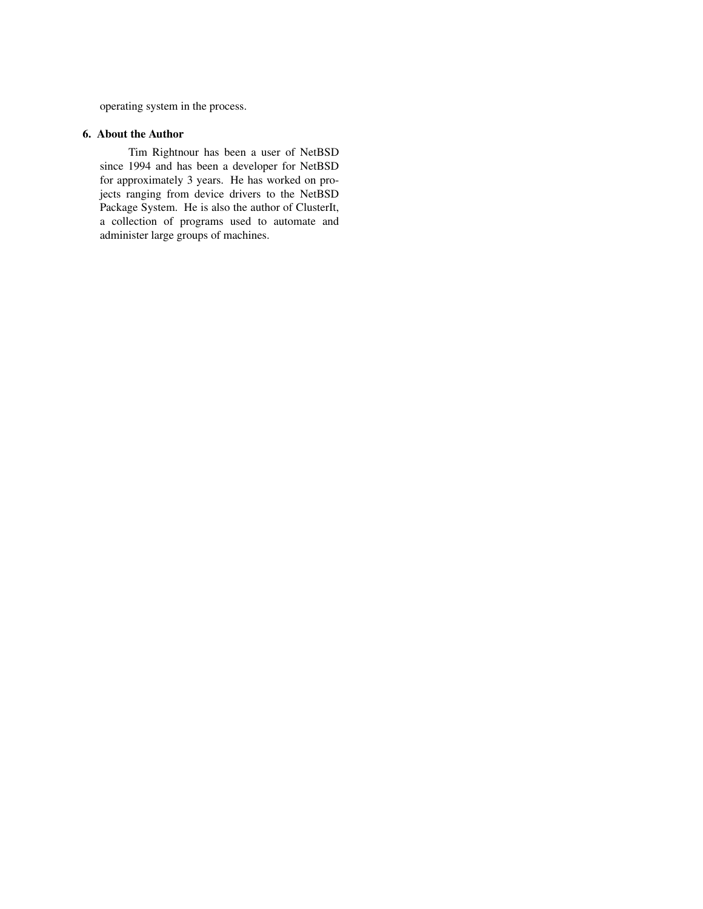operating system in the process.

## 6. About the Author

Tim Rightnour has been a user of NetBSD since 1994 and has been a developer for NetBSD for approximately 3 years. He has worked on projects ranging from device drivers to the NetBSD Package System. He is also the author of ClusterIt, a collection of programs used to automate and administer large groups of machines.